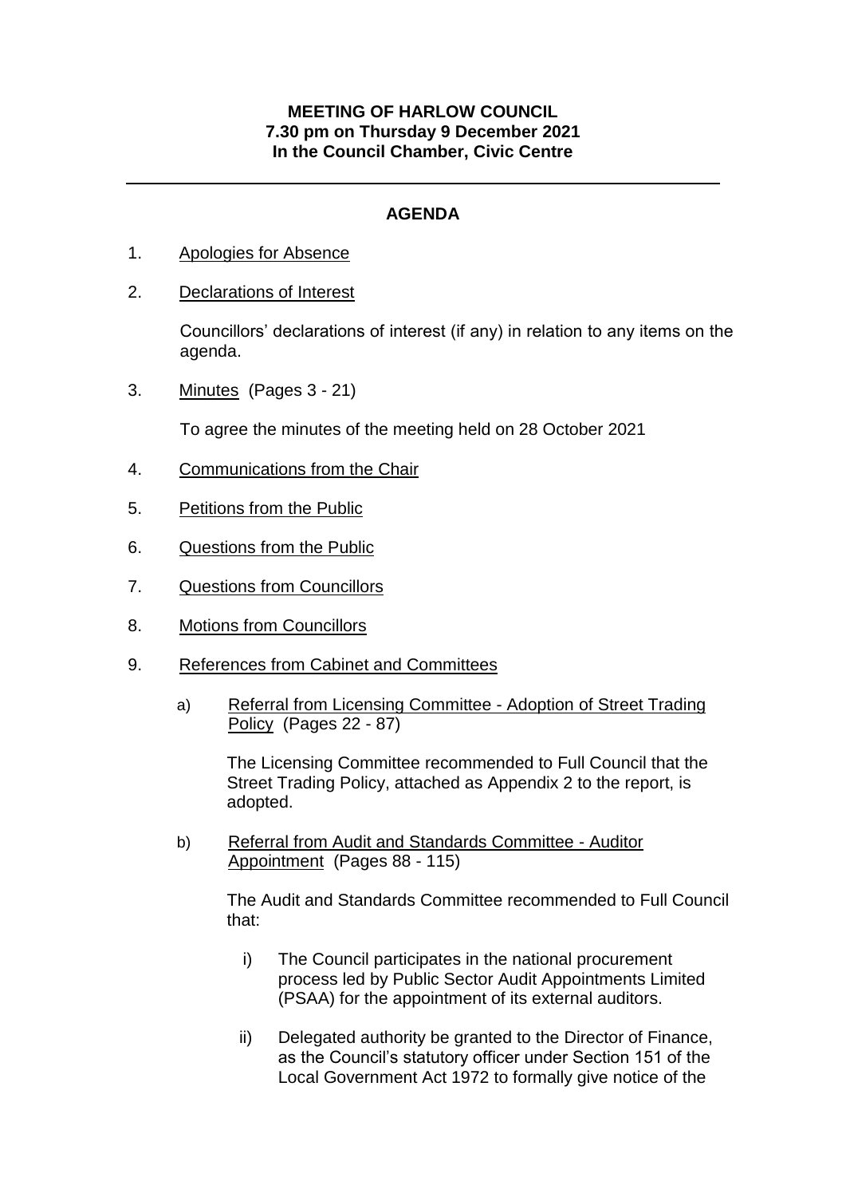**MEETING OF HARLOW COUNCIL**
**7.30 pm on Thursday 9 December 2021**
**In the Council Chamber, Civic Centre**

---

## AGENDA

1. Apologies for Absence

2. Declarations of Interest

   Councillors' declarations of interest (if any) in relation to any items on the agenda.

3. Minutes (Pages 3 - 21)

   To agree the minutes of the meeting held on 28 October 2021

4. Communications from the Chair

5. Petitions from the Public

6. Questions from the Public

7. Questions from Councillors

8. Motions from Councillors

9. References from Cabinet and Committees

   a) Referral from Licensing Committee - Adoption of Street Trading Policy (Pages 22 - 87)

      The Licensing Committee recommended to Full Council that the Street Trading Policy, attached as Appendix 2 to the report, is adopted.

   b) Referral from Audit and Standards Committee - Auditor Appointment (Pages 88 - 115)

      The Audit and Standards Committee recommended to Full Council that:

      i) The Council participates in the national procurement process led by Public Sector Audit Appointments Limited (PSAA) for the appointment of its external auditors.

      ii) Delegated authority be granted to the Director of Finance, as the Council's statutory officer under Section 151 of the Local Government Act 1972 to formally give notice of the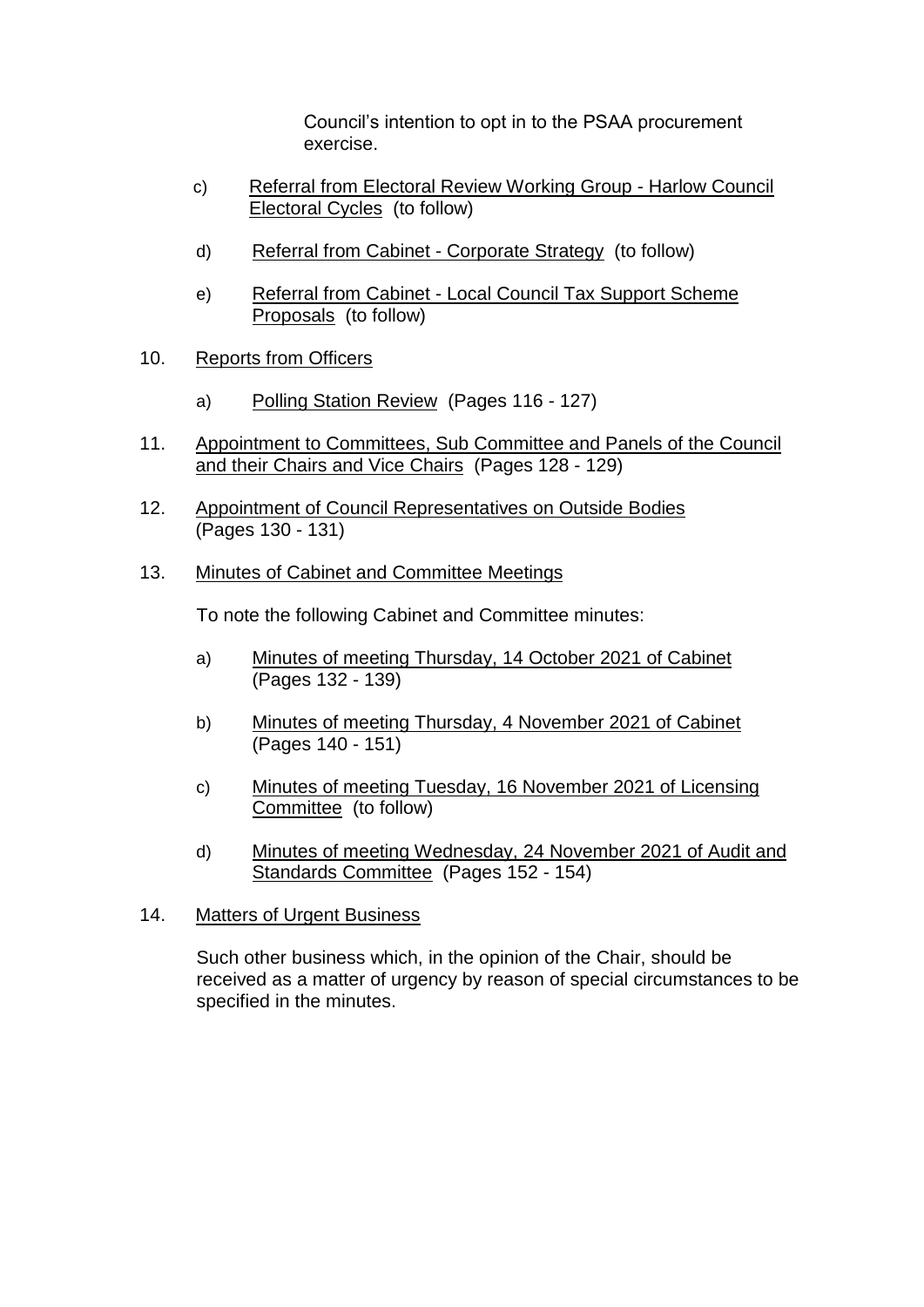Council's intention to opt in to the PSAA procurement exercise.

c) Referral from Electoral Review Working Group - Harlow Council Electoral Cycles (to follow)

d) Referral from Cabinet - Corporate Strategy (to follow)

e) Referral from Cabinet - Local Council Tax Support Scheme Proposals (to follow)

10. Reports from Officers

    a) Polling Station Review (Pages 116 - 127)

11. Appointment to Committees, Sub Committee and Panels of the Council and their Chairs and Vice Chairs (Pages 128 - 129)

12. Appointment of Council Representatives on Outside Bodies (Pages 130 - 131)

13. Minutes of Cabinet and Committee Meetings

    To note the following Cabinet and Committee minutes:

    a) Minutes of meeting Thursday, 14 October 2021 of Cabinet (Pages 132 - 139)

    b) Minutes of meeting Thursday, 4 November 2021 of Cabinet (Pages 140 - 151)

    c) Minutes of meeting Tuesday, 16 November 2021 of Licensing Committee (to follow)

    d) Minutes of meeting Wednesday, 24 November 2021 of Audit and Standards Committee (Pages 152 - 154)

14. Matters of Urgent Business

    Such other business which, in the opinion of the Chair, should be received as a matter of urgency by reason of special circumstances to be specified in the minutes.